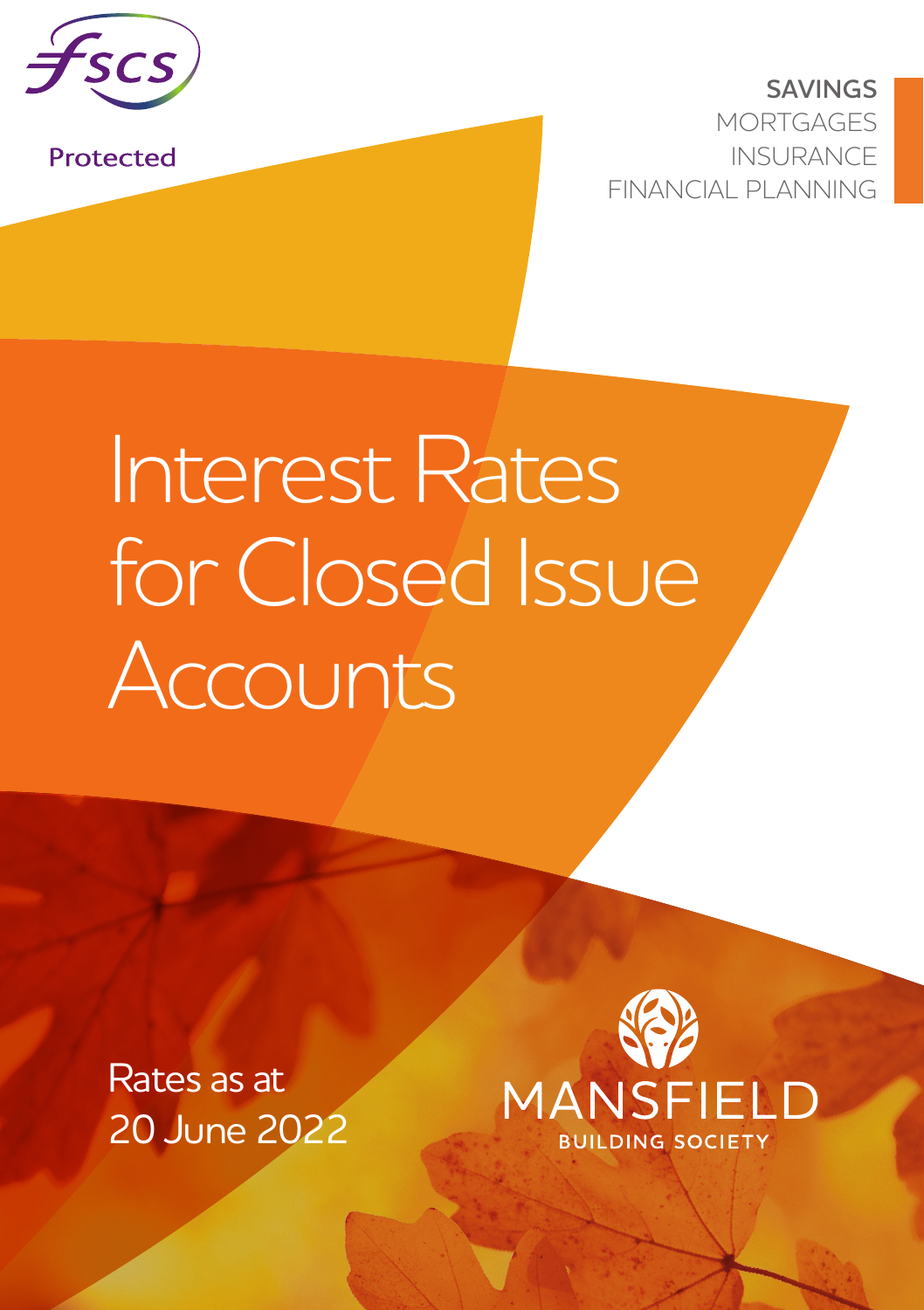FSCS Protected

SAVINGS
MORTGAGES
INSURANCE
FINANCIAL PLANNING

# Interest Rates for Closed Issue Accounts

Rates as at
20 June 2022

MANSFIELD
BUILDING SOCIETY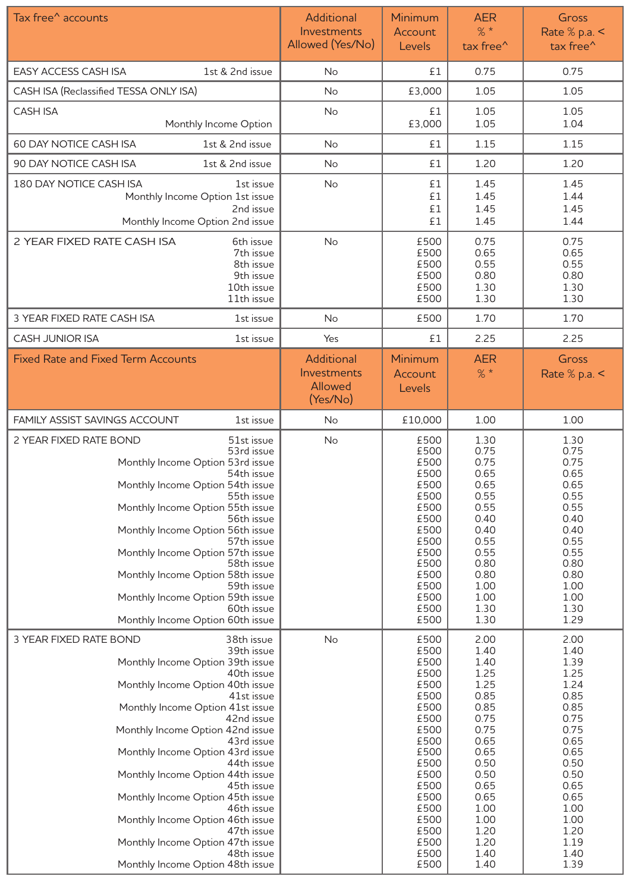| Tax free^ accounts | | Additional Investments Allowed (Yes/No) | Minimum Account Levels | AER % * tax free^ | Gross Rate % p.a. < tax free^ |
|---|---|---|---|---|---|
| EASY ACCESS CASH ISA | 1st & 2nd issue | No | £1 | 0.75 | 0.75 |
| CASH ISA (Reclassified TESSA ONLY ISA) | | No | £3,000 | 1.05 | 1.05 |
| CASH ISA | | No | £1 | 1.05 | 1.05 |
| | Monthly Income Option | | £3,000 | 1.05 | 1.04 |
| 60 DAY NOTICE CASH ISA | 1st & 2nd issue | No | £1 | 1.15 | 1.15 |
| 90 DAY NOTICE CASH ISA | 1st & 2nd issue | No | £1 | 1.20 | 1.20 |
| 180 DAY NOTICE CASH ISA | 1st issue | No | £1 | 1.45 | 1.45 |
| | Monthly Income Option 1st issue | | £1 | 1.45 | 1.44 |
| | 2nd issue | | £1 | 1.45 | 1.45 |
| | Monthly Income Option 2nd issue | | £1 | 1.45 | 1.44 |
| 2 YEAR FIXED RATE CASH ISA | 6th issue | No | £500 | 0.75 | 0.75 |
| | 7th issue | | £500 | 0.65 | 0.65 |
| | 8th issue | | £500 | 0.55 | 0.55 |
| | 9th issue | | £500 | 0.80 | 0.80 |
| | 10th issue | | £500 | 1.30 | 1.30 |
| | 11th issue | | £500 | 1.30 | 1.30 |
| 3 YEAR FIXED RATE CASH ISA | 1st issue | No | £500 | 1.70 | 1.70 |
| CASH JUNIOR ISA | 1st issue | Yes | £1 | 2.25 | 2.25 |

| Fixed Rate and Fixed Term Accounts | | Additional Investments Allowed (Yes/No) | Minimum Account Levels | AER % * | Gross Rate % p.a. < |
|---|---|---|---|---|---|
| FAMILY ASSIST SAVINGS ACCOUNT | 1st issue | No | £10,000 | 1.00 | 1.00 |
| 2 YEAR FIXED RATE BOND | 51st issue | No | £500 | 1.30 | 1.30 |
| | 53rd issue | | £500 | 0.75 | 0.75 |
| | Monthly Income Option 53rd issue | | £500 | 0.75 | 0.75 |
| | 54th issue | | £500 | 0.65 | 0.65 |
| | Monthly Income Option 54th issue | | £500 | 0.65 | 0.65 |
| | 55th issue | | £500 | 0.55 | 0.55 |
| | Monthly Income Option 55th issue | | £500 | 0.55 | 0.55 |
| | 56th issue | | £500 | 0.40 | 0.40 |
| | Monthly Income Option 56th issue | | £500 | 0.40 | 0.40 |
| | 57th issue | | £500 | 0.55 | 0.55 |
| | Monthly Income Option 57th issue | | £500 | 0.55 | 0.55 |
| | 58th issue | | £500 | 0.80 | 0.80 |
| | Monthly Income Option 58th issue | | £500 | 0.80 | 0.80 |
| | 59th issue | | £500 | 1.00 | 1.00 |
| | Monthly Income Option 59th issue | | £500 | 1.00 | 1.00 |
| | 60th issue | | £500 | 1.30 | 1.30 |
| | Monthly Income Option 60th issue | | £500 | 1.30 | 1.29 |
| 3 YEAR FIXED RATE BOND | 38th issue | No | £500 | 2.00 | 2.00 |
| | 39th issue | | £500 | 1.40 | 1.40 |
| | Monthly Income Option 39th issue | | £500 | 1.40 | 1.39 |
| | 40th issue | | £500 | 1.25 | 1.25 |
| | Monthly Income Option 40th issue | | £500 | 1.25 | 1.24 |
| | 41st issue | | £500 | 0.85 | 0.85 |
| | Monthly Income Option 41st issue | | £500 | 0.85 | 0.85 |
| | 42nd issue | | £500 | 0.75 | 0.75 |
| | Monthly Income Option 42nd issue | | £500 | 0.75 | 0.75 |
| | 43rd issue | | £500 | 0.65 | 0.65 |
| | Monthly Income Option 43rd issue | | £500 | 0.65 | 0.65 |
| | 44th issue | | £500 | 0.50 | 0.50 |
| | Monthly Income Option 44th issue | | £500 | 0.50 | 0.50 |
| | 45th issue | | £500 | 0.65 | 0.65 |
| | Monthly Income Option 45th issue | | £500 | 0.65 | 0.65 |
| | 46th issue | | £500 | 1.00 | 1.00 |
| | Monthly Income Option 46th issue | | £500 | 1.00 | 1.00 |
| | 47th issue | | £500 | 1.20 | 1.20 |
| | Monthly Income Option 47th issue | | £500 | 1.20 | 1.19 |
| | 48th issue | | £500 | 1.40 | 1.40 |
| | Monthly Income Option 48th issue | | £500 | 1.40 | 1.39 |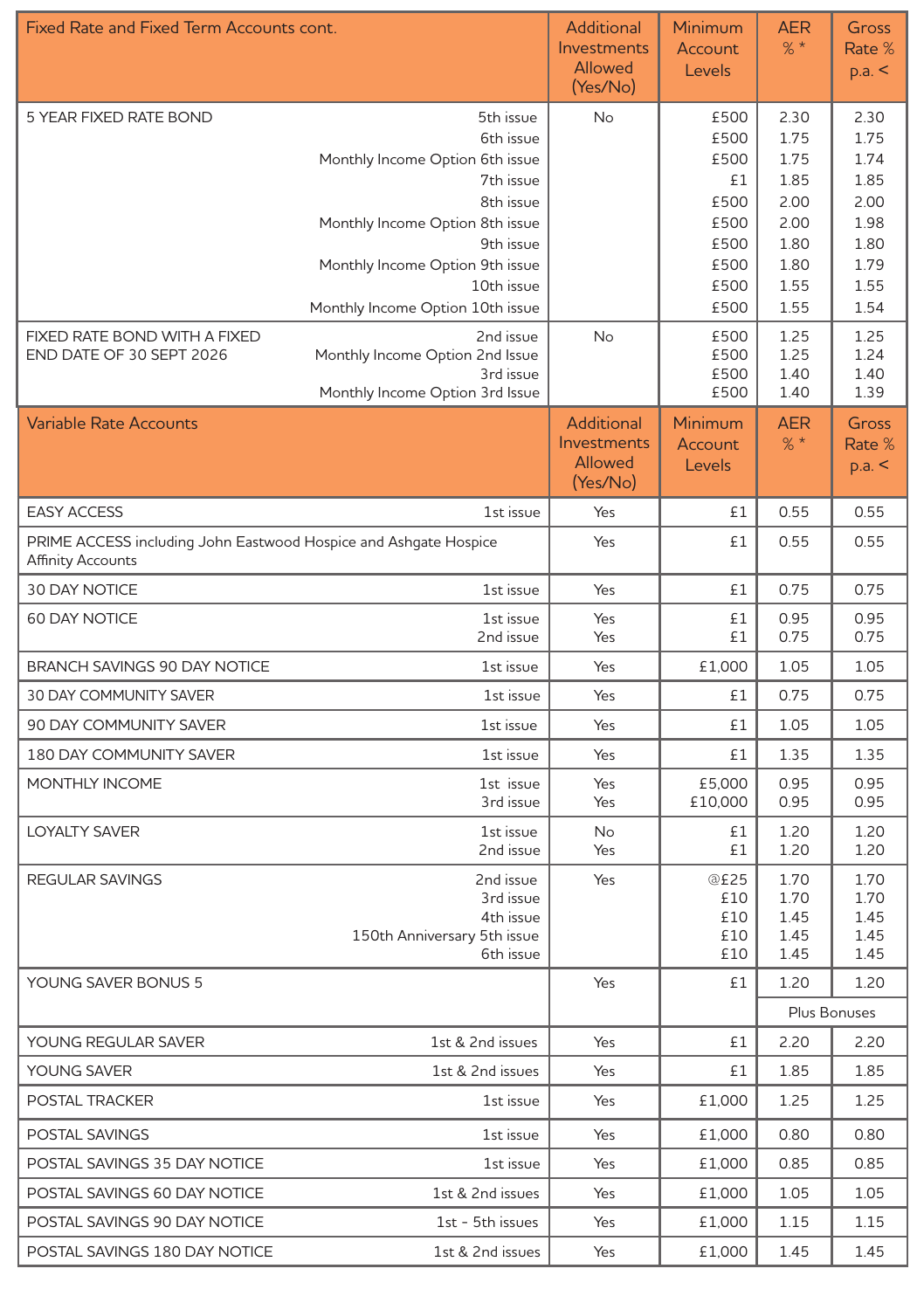| Fixed Rate and Fixed Term Accounts cont. | | Additional Investments Allowed (Yes/No) | Minimum Account Levels | AER % * | Gross Rate % p.a. < |
|---|---|---|---|---|---|
| 5 YEAR FIXED RATE BOND | 5th issue | No | £500 | 2.30 | 2.30 |
| | 6th issue | | £500 | 1.75 | 1.75 |
| | Monthly Income Option 6th issue | | £500 | 1.75 | 1.74 |
| | 7th issue | | £1 | 1.85 | 1.85 |
| | 8th issue | | £500 | 2.00 | 2.00 |
| | Monthly Income Option 8th issue | | £500 | 2.00 | 1.98 |
| | 9th issue | | £500 | 1.80 | 1.80 |
| | Monthly Income Option 9th issue | | £500 | 1.80 | 1.79 |
| | 10th issue | | £500 | 1.55 | 1.55 |
| | Monthly Income Option 10th issue | | £500 | 1.55 | 1.54 |
| FIXED RATE BOND WITH A FIXED END DATE OF 30 SEPT 2026 | 2nd issue | No | £500 | 1.25 | 1.25 |
| | Monthly Income Option 2nd Issue | | £500 | 1.25 | 1.24 |
| | 3rd issue | | £500 | 1.40 | 1.40 |
| | Monthly Income Option 3rd Issue | | £500 | 1.40 | 1.39 |

| Variable Rate Accounts | | Additional Investments Allowed (Yes/No) | Minimum Account Levels | AER % * | Gross Rate % p.a. < |
|---|---|---|---|---|---|
| EASY ACCESS | 1st issue | Yes | £1 | 0.55 | 0.55 |
| PRIME ACCESS including John Eastwood Hospice and Ashgate Hospice Affinity Accounts | | Yes | £1 | 0.55 | 0.55 |
| 30 DAY NOTICE | 1st issue | Yes | £1 | 0.75 | 0.75 |
| 60 DAY NOTICE | 1st issue | Yes | £1 | 0.95 | 0.95 |
| | 2nd issue | Yes | £1 | 0.75 | 0.75 |
| BRANCH SAVINGS 90 DAY NOTICE | 1st issue | Yes | £1,000 | 1.05 | 1.05 |
| 30 DAY COMMUNITY SAVER | 1st issue | Yes | £1 | 0.75 | 0.75 |
| 90 DAY COMMUNITY SAVER | 1st issue | Yes | £1 | 1.05 | 1.05 |
| 180 DAY COMMUNITY SAVER | 1st issue | Yes | £1 | 1.35 | 1.35 |
| MONTHLY INCOME | 1st issue | Yes | £5,000 | 0.95 | 0.95 |
| | 3rd issue | Yes | £10,000 | 0.95 | 0.95 |
| LOYALTY SAVER | 1st issue | No | £1 | 1.20 | 1.20 |
| | 2nd issue | Yes | £1 | 1.20 | 1.20 |
| REGULAR SAVINGS | 2nd issue | Yes | @£25 | 1.70 | 1.70 |
| | 3rd issue | | £10 | 1.70 | 1.70 |
| | 4th issue | | £10 | 1.45 | 1.45 |
| | 150th Anniversary 5th issue | | £10 | 1.45 | 1.45 |
| | 6th issue | | £10 | 1.45 | 1.45 |
| YOUNG SAVER BONUS 5 | | Yes | £1 | 1.20 | 1.20 |
| | | | | Plus Bonuses | |
| YOUNG REGULAR SAVER | 1st & 2nd issues | Yes | £1 | 2.20 | 2.20 |
| YOUNG SAVER | 1st & 2nd issues | Yes | £1 | 1.85 | 1.85 |
| POSTAL TRACKER | 1st issue | Yes | £1,000 | 1.25 | 1.25 |
| POSTAL SAVINGS | 1st issue | Yes | £1,000 | 0.80 | 0.80 |
| POSTAL SAVINGS 35 DAY NOTICE | 1st issue | Yes | £1,000 | 0.85 | 0.85 |
| POSTAL SAVINGS 60 DAY NOTICE | 1st & 2nd issues | Yes | £1,000 | 1.05 | 1.05 |
| POSTAL SAVINGS 90 DAY NOTICE | 1st - 5th issues | Yes | £1,000 | 1.15 | 1.15 |
| POSTAL SAVINGS 180 DAY NOTICE | 1st & 2nd issues | Yes | £1,000 | 1.45 | 1.45 |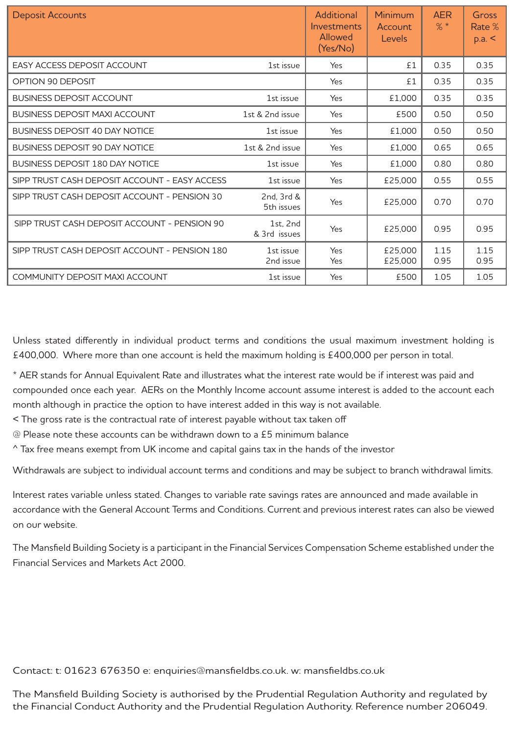| Deposit Accounts | | Additional Investments Allowed (Yes/No) | Minimum Account Levels | AER % * | Gross Rate % p.a. < |
|---|---|---|---|---|---|
| EASY ACCESS DEPOSIT ACCOUNT | 1st issue | Yes | £1 | 0.35 | 0.35 |
| OPTION 90 DEPOSIT | | Yes | £1 | 0.35 | 0.35 |
| BUSINESS DEPOSIT ACCOUNT | 1st issue | Yes | £1,000 | 0.35 | 0.35 |
| BUSINESS DEPOSIT MAXI ACCOUNT | 1st & 2nd issue | Yes | £500 | 0.50 | 0.50 |
| BUSINESS DEPOSIT 40 DAY NOTICE | 1st issue | Yes | £1,000 | 0.50 | 0.50 |
| BUSINESS DEPOSIT 90 DAY NOTICE | 1st & 2nd issue | Yes | £1,000 | 0.65 | 0.65 |
| BUSINESS DEPOSIT 180 DAY NOTICE | 1st issue | Yes | £1,000 | 0.80 | 0.80 |
| SIPP TRUST CASH DEPOSIT ACCOUNT - EASY ACCESS | 1st issue | Yes | £25,000 | 0.55 | 0.55 |
| SIPP TRUST CASH DEPOSIT ACCOUNT - PENSION 30 | 2nd, 3rd & 5th issues | Yes | £25,000 | 0.70 | 0.70 |
| SIPP TRUST CASH DEPOSIT ACCOUNT - PENSION 90 | 1st, 2nd & 3rd issues | Yes | £25,000 | 0.95 | 0.95 |
| SIPP TRUST CASH DEPOSIT ACCOUNT - PENSION 180 | 1st issue | Yes | £25,000 | 1.15 | 1.15 |
| | 2nd issue | Yes | £25,000 | 0.95 | 0.95 |
| COMMUNITY DEPOSIT MAXI ACCOUNT | 1st issue | Yes | £500 | 1.05 | 1.05 |

Unless stated differently in individual product terms and conditions the usual maximum investment holding is £400,000. Where more than one account is held the maximum holding is £400,000 per person in total.

* AER stands for Annual Equivalent Rate and illustrates what the interest rate would be if interest was paid and compounded once each year. AERs on the Monthly Income account assume interest is added to the account each month although in practice the option to have interest added in this way is not available.
< The gross rate is the contractual rate of interest payable without tax taken off
@ Please note these accounts can be withdrawn down to a £5 minimum balance
^ Tax free means exempt from UK income and capital gains tax in the hands of the investor

Withdrawals are subject to individual account terms and conditions and may be subject to branch withdrawal limits.

Interest rates variable unless stated. Changes to variable rate savings rates are announced and made available in accordance with the General Account Terms and Conditions. Current and previous interest rates can also be viewed on our website.

The Mansfield Building Society is a participant in the Financial Services Compensation Scheme established under the Financial Services and Markets Act 2000.

Contact: t: 01623 676350 e: enquiries@mansfieldbs.co.uk. w: mansfieldbs.co.uk

The Mansfield Building Society is authorised by the Prudential Regulation Authority and regulated by the Financial Conduct Authority and the Prudential Regulation Authority. Reference number 206049.